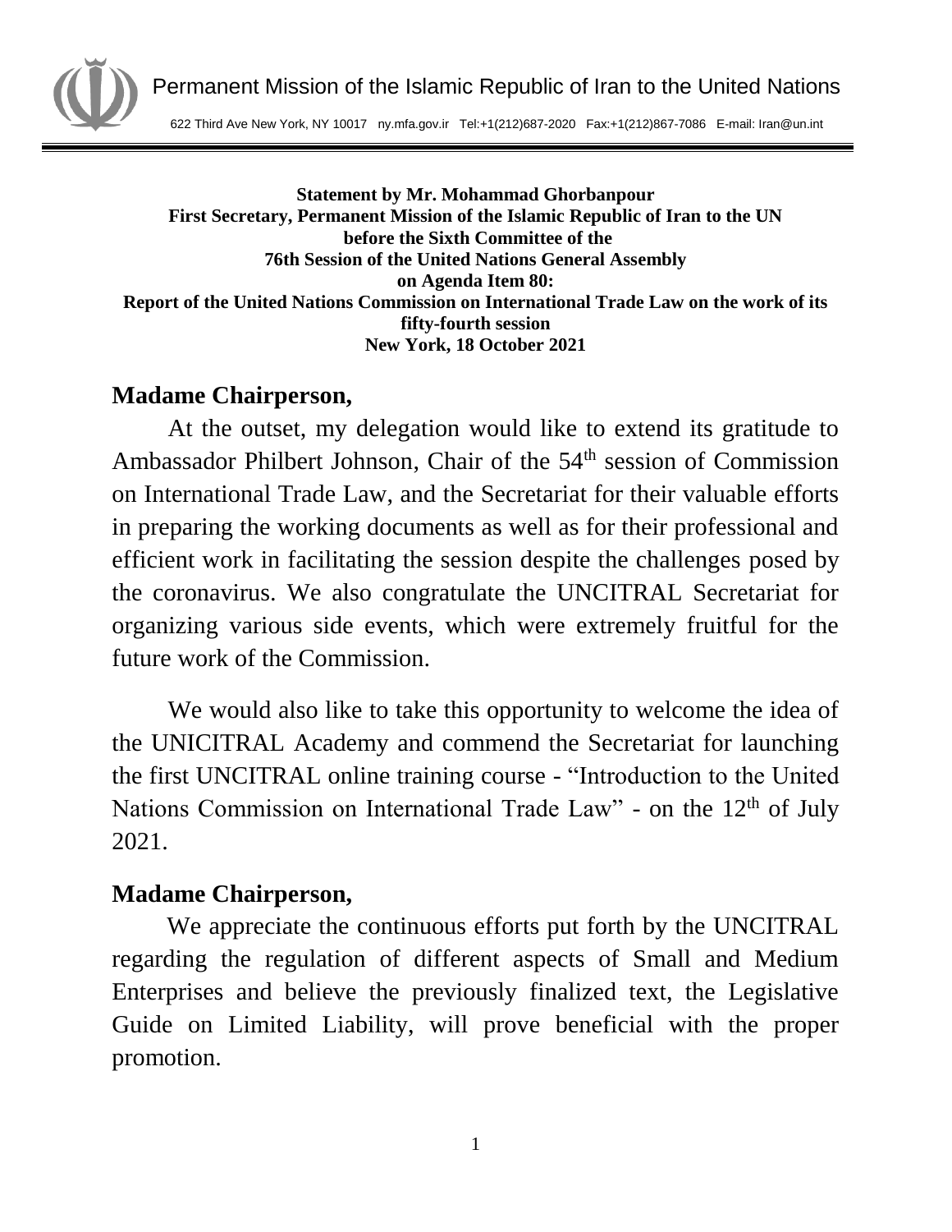Permanent Mission of the Islamic Republic of Iran to the United Nations

622 Third Ave New York, NY 10017 ny.mfa.gov.ir Tel:+1(212)687-2020 Fax:+1(212)867-7086 E-mail: Iran@un.int

**Statement by Mr. Mohammad Ghorbanpour**
**First Secretary, Permanent Mission of the Islamic Republic of Iran to the UN**
**before the Sixth Committee of the**
**76th Session of the United Nations General Assembly**
**on Agenda Item 80:**
**Report of the United Nations Commission on International Trade Law on the work of its fifty-fourth session**
**New York, 18 October 2021**

**Madame Chairperson,**

At the outset, my delegation would like to extend its gratitude to Ambassador Philbert Johnson, Chair of the 54th session of Commission on International Trade Law, and the Secretariat for their valuable efforts in preparing the working documents as well as for their professional and efficient work in facilitating the session despite the challenges posed by the coronavirus. We also congratulate the UNCITRAL Secretariat for organizing various side events, which were extremely fruitful for the future work of the Commission.

We would also like to take this opportunity to welcome the idea of the UNICITRAL Academy and commend the Secretariat for launching the first UNCITRAL online training course - "Introduction to the United Nations Commission on International Trade Law" - on the 12th of July 2021.

**Madame Chairperson,**

We appreciate the continuous efforts put forth by the UNCITRAL regarding the regulation of different aspects of Small and Medium Enterprises and believe the previously finalized text, the Legislative Guide on Limited Liability, will prove beneficial with the proper promotion.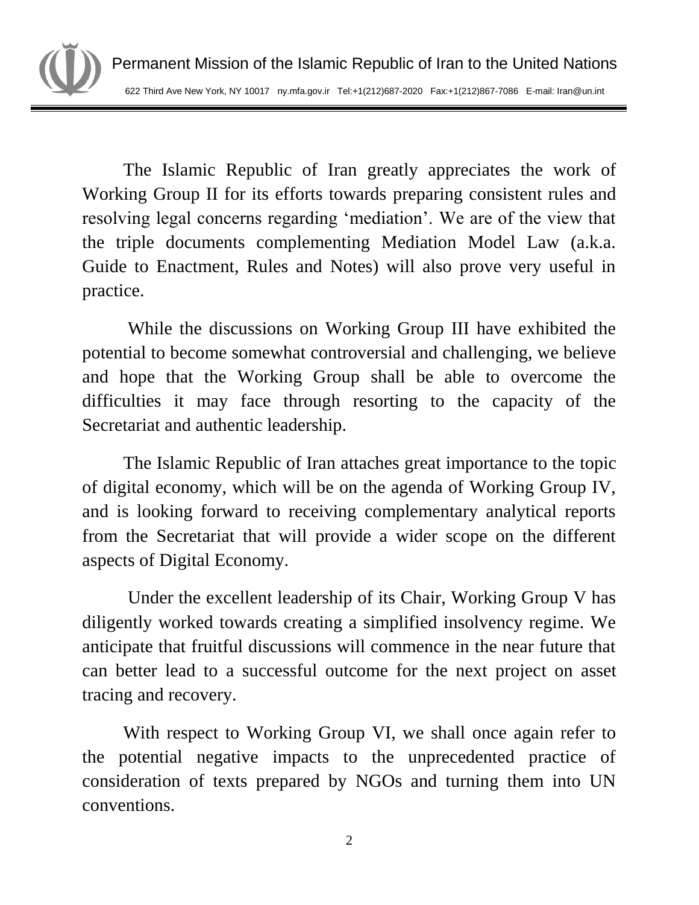The Islamic Republic of Iran greatly appreciates the work of Working Group II for its efforts towards preparing consistent rules and resolving legal concerns regarding 'mediation'. We are of the view that the triple documents complementing Mediation Model Law (a.k.a. Guide to Enactment, Rules and Notes) will also prove very useful in practice.

While the discussions on Working Group III have exhibited the potential to become somewhat controversial and challenging, we believe and hope that the Working Group shall be able to overcome the difficulties it may face through resorting to the capacity of the Secretariat and authentic leadership.

The Islamic Republic of Iran attaches great importance to the topic of digital economy, which will be on the agenda of Working Group IV, and is looking forward to receiving complementary analytical reports from the Secretariat that will provide a wider scope on the different aspects of Digital Economy.

Under the excellent leadership of its Chair, Working Group V has diligently worked towards creating a simplified insolvency regime. We anticipate that fruitful discussions will commence in the near future that can better lead to a successful outcome for the next project on asset tracing and recovery.

With respect to Working Group VI, we shall once again refer to the potential negative impacts to the unprecedented practice of consideration of texts prepared by NGOs and turning them into UN conventions.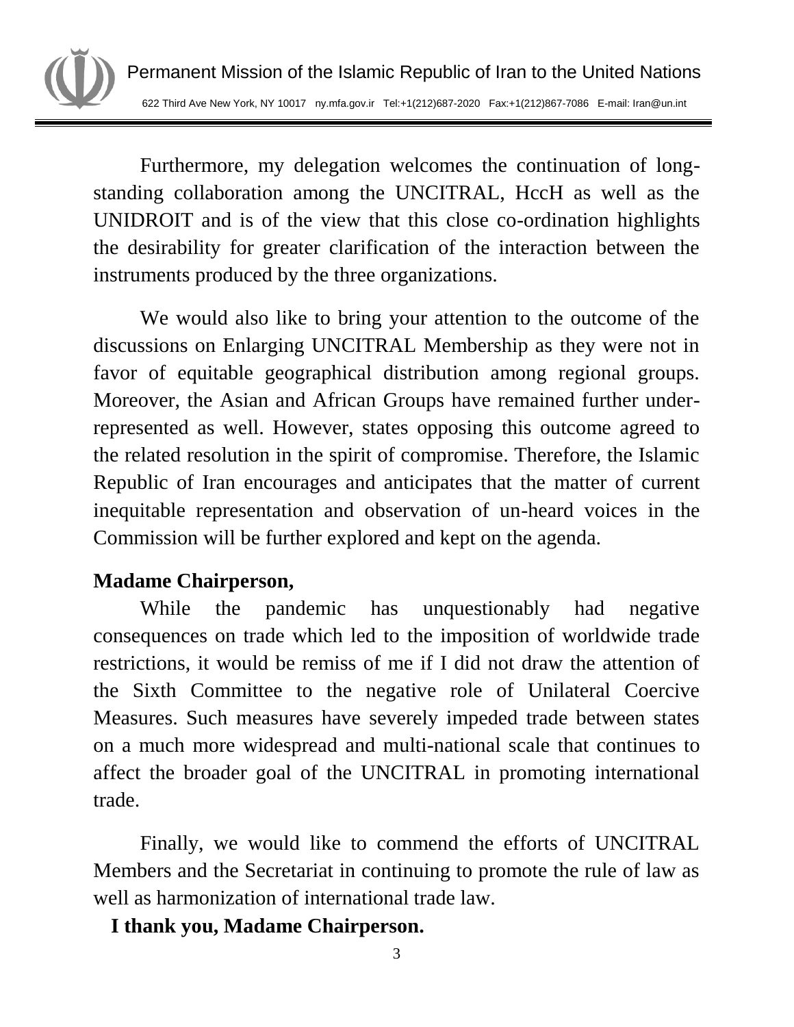Furthermore, my delegation welcomes the continuation of long-standing collaboration among the UNCITRAL, HccH as well as the UNIDROIT and is of the view that this close co-ordination highlights the desirability for greater clarification of the interaction between the instruments produced by the three organizations.

We would also like to bring your attention to the outcome of the discussions on Enlarging UNCITRAL Membership as they were not in favor of equitable geographical distribution among regional groups. Moreover, the Asian and African Groups have remained further under-represented as well. However, states opposing this outcome agreed to the related resolution in the spirit of compromise. Therefore, the Islamic Republic of Iran encourages and anticipates that the matter of current inequitable representation and observation of un-heard voices in the Commission will be further explored and kept on the agenda.

**Madame Chairperson,**

While the pandemic has unquestionably had negative consequences on trade which led to the imposition of worldwide trade restrictions, it would be remiss of me if I did not draw the attention of the Sixth Committee to the negative role of Unilateral Coercive Measures. Such measures have severely impeded trade between states on a much more widespread and multi-national scale that continues to affect the broader goal of the UNCITRAL in promoting international trade.

Finally, we would like to commend the efforts of UNCITRAL Members and the Secretariat in continuing to promote the rule of law as well as harmonization of international trade law.

**I thank you, Madame Chairperson.**